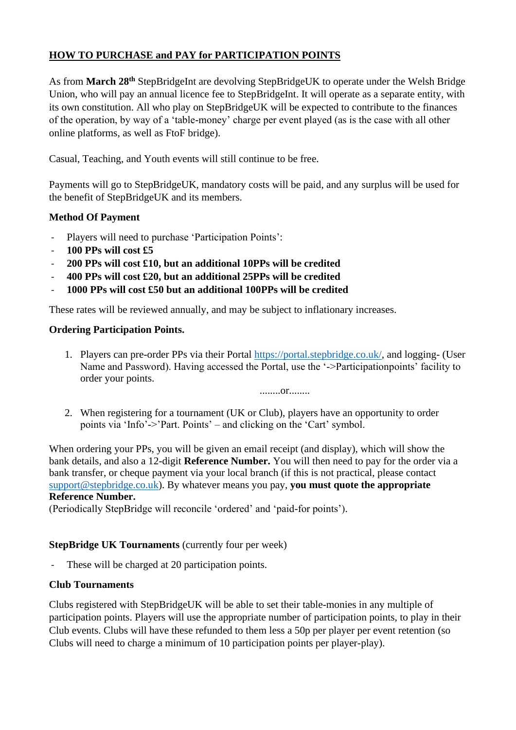# HOW TO PURCHASE and PAY for PARTICIPATION POINTS

As from **March 28th** StepBridgeInt are devolving StepBridgeUK to operate under the Welsh Bridge Union, who will pay an annual licence fee to StepBridgeInt. It will operate as a separate entity, with its own constitution. All who play on StepBridgeUK will be expected to contribute to the finances of the operation, by way of a 'table-money' charge per event played (as is the case with all other online platforms, as well as FtoF bridge).

Casual, Teaching, and Youth events will still continue to be free.

Payments will go to StepBridgeUK, mandatory costs will be paid, and any surplus will be used for the benefit of StepBridgeUK and its members.

### Method Of Payment

- Players will need to purchase 'Participation Points':
- **100 PPs will cost £5**
- **200 PPs will cost £10, but an additional 10PPs will be credited**
- **400 PPs will cost £20, but an additional 25PPs will be credited**
- **1000 PPs will cost £50 but an additional 100PPs will be credited**

These rates will be reviewed annually, and may be subject to inflationary increases.

### Ordering Participation Points.

1. Players can pre-order PPs via their Portal https://portal.stepbridge.co.uk/, and logging- (User Name and Password). Having accessed the Portal, use the '->Participationpoints' facility to order your points.

   ........or........

2. When registering for a tournament (UK or Club), players have an opportunity to order points via 'Info'->'Part. Points' – and clicking on the 'Cart' symbol.

When ordering your PPs, you will be given an email receipt (and display), which will show the bank details, and also a 12-digit **Reference Number.** You will then need to pay for the order via a bank transfer, or cheque payment via your local branch (if this is not practical, please contact support@stepbridge.co.uk). By whatever means you pay, **you must quote the appropriate Reference Number.**
(Periodically StepBridge will reconcile 'ordered' and 'paid-for points').

**StepBridge UK Tournaments** (currently four per week)

- These will be charged at 20 participation points.

### Club Tournaments

Clubs registered with StepBridgeUK will be able to set their table-monies in any multiple of participation points. Players will use the appropriate number of participation points, to play in their Club events. Clubs will have these refunded to them less a 50p per player per event retention (so Clubs will need to charge a minimum of 10 participation points per player-play).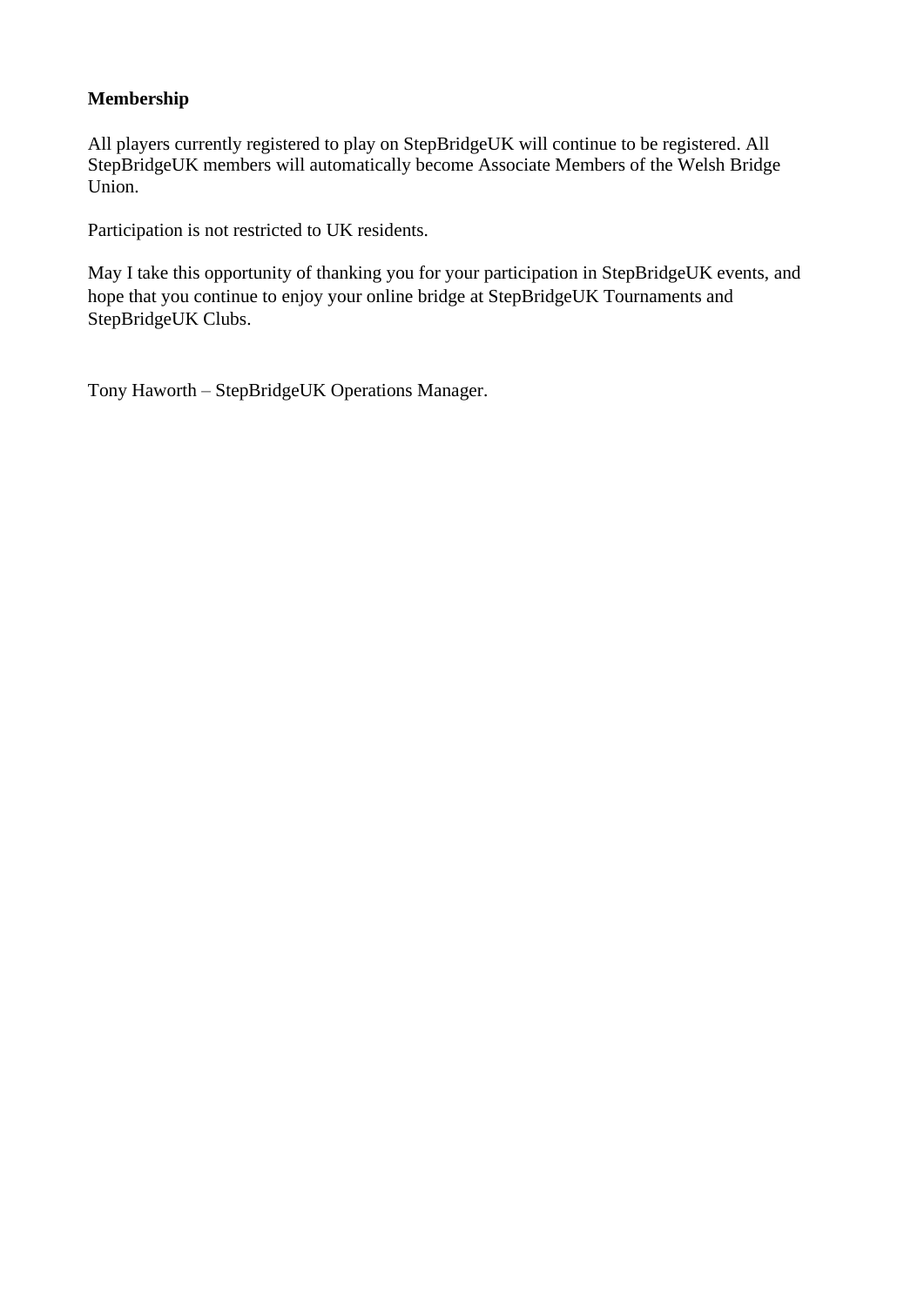**Membership**

All players currently registered to play on StepBridgeUK will continue to be registered. All StepBridgeUK members will automatically become Associate Members of the Welsh Bridge Union.

Participation is not restricted to UK residents.

May I take this opportunity of thanking you for your participation in StepBridgeUK events, and hope that you continue to enjoy your online bridge at StepBridgeUK Tournaments and StepBridgeUK Clubs.

Tony Haworth – StepBridgeUK Operations Manager.